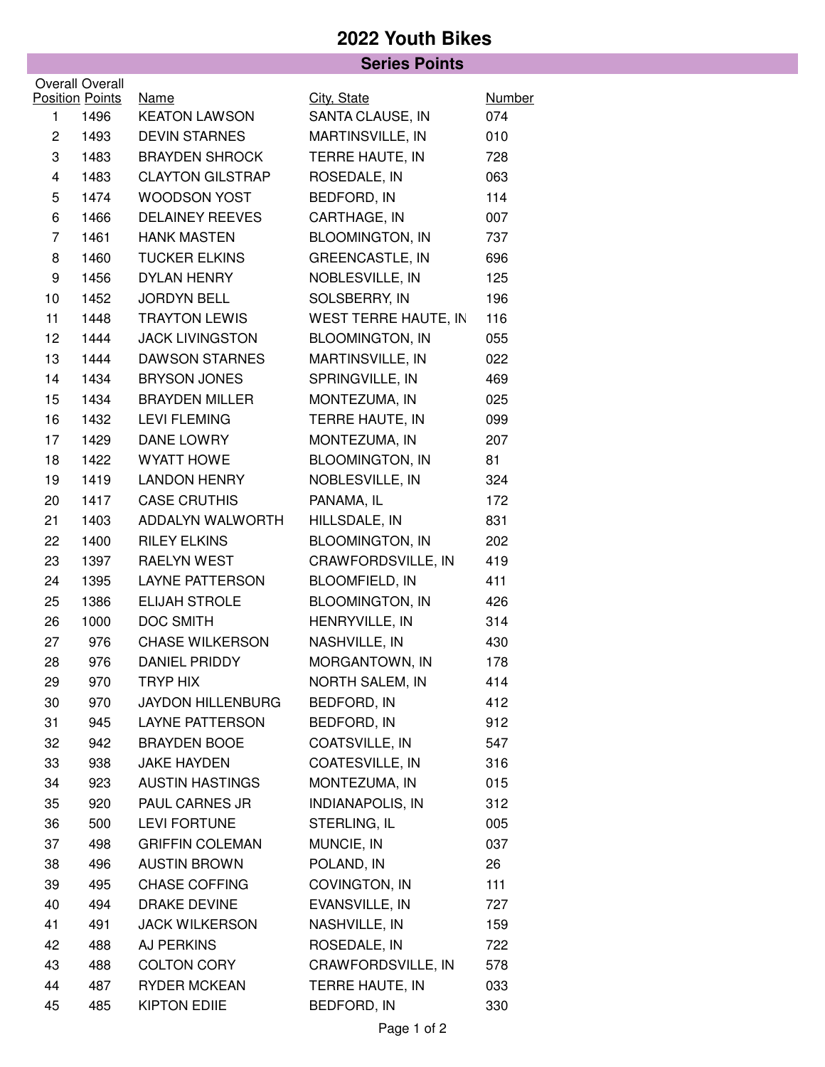# 2022 Youth Bikes

## Series Points

| Overall Position | Overall Points | Name | City, State | Number |
|---|---|---|---|---|
| 1 | 1496 | KEATON LAWSON | SANTA CLAUSE, IN | 074 |
| 2 | 1493 | DEVIN STARNES | MARTINSVILLE, IN | 010 |
| 3 | 1483 | BRAYDEN SHROCK | TERRE HAUTE, IN | 728 |
| 4 | 1483 | CLAYTON GILSTRAP | ROSEDALE, IN | 063 |
| 5 | 1474 | WOODSON YOST | BEDFORD, IN | 114 |
| 6 | 1466 | DELAINEY REEVES | CARTHAGE, IN | 007 |
| 7 | 1461 | HANK MASTEN | BLOOMINGTON, IN | 737 |
| 8 | 1460 | TUCKER ELKINS | GREENCASTLE, IN | 696 |
| 9 | 1456 | DYLAN HENRY | NOBLESVILLE, IN | 125 |
| 10 | 1452 | JORDYN BELL | SOLSBERRY, IN | 196 |
| 11 | 1448 | TRAYTON LEWIS | WEST TERRE HAUTE, IN | 116 |
| 12 | 1444 | JACK LIVINGSTON | BLOOMINGTON, IN | 055 |
| 13 | 1444 | DAWSON STARNES | MARTINSVILLE, IN | 022 |
| 14 | 1434 | BRYSON JONES | SPRINGVILLE, IN | 469 |
| 15 | 1434 | BRAYDEN MILLER | MONTEZUMA, IN | 025 |
| 16 | 1432 | LEVI FLEMING | TERRE HAUTE, IN | 099 |
| 17 | 1429 | DANE LOWRY | MONTEZUMA, IN | 207 |
| 18 | 1422 | WYATT HOWE | BLOOMINGTON, IN | 81 |
| 19 | 1419 | LANDON HENRY | NOBLESVILLE, IN | 324 |
| 20 | 1417 | CASE CRUTHIS | PANAMA, IL | 172 |
| 21 | 1403 | ADDALYN WALWORTH | HILLSDALE, IN | 831 |
| 22 | 1400 | RILEY ELKINS | BLOOMINGTON, IN | 202 |
| 23 | 1397 | RAELYN WEST | CRAWFORDSVILLE, IN | 419 |
| 24 | 1395 | LAYNE PATTERSON | BLOOMFIELD, IN | 411 |
| 25 | 1386 | ELIJAH STROLE | BLOOMINGTON, IN | 426 |
| 26 | 1000 | DOC SMITH | HENRYVILLE, IN | 314 |
| 27 | 976 | CHASE WILKERSON | NASHVILLE, IN | 430 |
| 28 | 976 | DANIEL PRIDDY | MORGANTOWN, IN | 178 |
| 29 | 970 | TRYP HIX | NORTH SALEM, IN | 414 |
| 30 | 970 | JAYDON HILLENBURG | BEDFORD, IN | 412 |
| 31 | 945 | LAYNE PATTERSON | BEDFORD, IN | 912 |
| 32 | 942 | BRAYDEN BOOE | COATSVILLE, IN | 547 |
| 33 | 938 | JAKE HAYDEN | COATESVILLE, IN | 316 |
| 34 | 923 | AUSTIN HASTINGS | MONTEZUMA, IN | 015 |
| 35 | 920 | PAUL CARNES JR | INDIANAPOLIS, IN | 312 |
| 36 | 500 | LEVI FORTUNE | STERLING, IL | 005 |
| 37 | 498 | GRIFFIN COLEMAN | MUNCIE, IN | 037 |
| 38 | 496 | AUSTIN BROWN | POLAND, IN | 26 |
| 39 | 495 | CHASE COFFING | COVINGTON, IN | 111 |
| 40 | 494 | DRAKE DEVINE | EVANSVILLE, IN | 727 |
| 41 | 491 | JACK WILKERSON | NASHVILLE, IN | 159 |
| 42 | 488 | AJ PERKINS | ROSEDALE, IN | 722 |
| 43 | 488 | COLTON CORY | CRAWFORDSVILLE, IN | 578 |
| 44 | 487 | RYDER MCKEAN | TERRE HAUTE, IN | 033 |
| 45 | 485 | KIPTON EDIIE | BEDFORD, IN | 330 |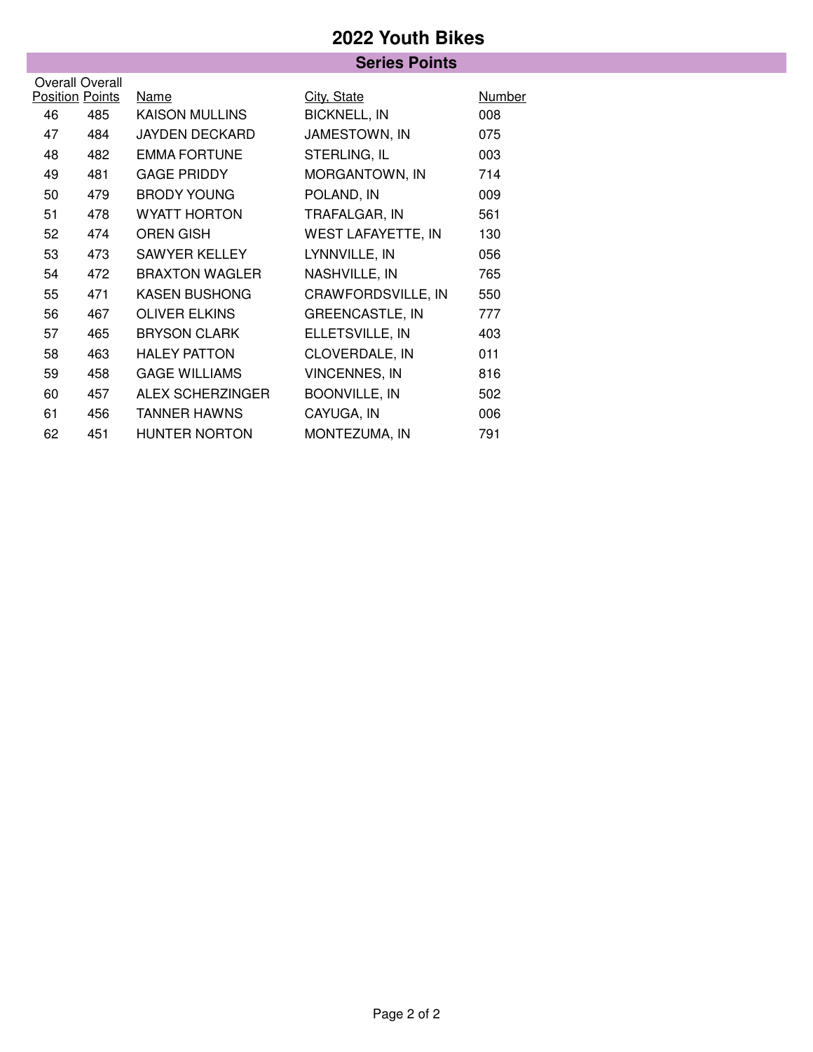# 2022 Youth Bikes

## Series Points

| Overall Position | Overall Points | Name | City, State | Number |
|---|---|---|---|---|
| 46 | 485 | KAISON MULLINS | BICKNELL, IN | 008 |
| 47 | 484 | JAYDEN DECKARD | JAMESTOWN, IN | 075 |
| 48 | 482 | EMMA FORTUNE | STERLING, IL | 003 |
| 49 | 481 | GAGE PRIDDY | MORGANTOWN, IN | 714 |
| 50 | 479 | BRODY YOUNG | POLAND, IN | 009 |
| 51 | 478 | WYATT HORTON | TRAFALGAR, IN | 561 |
| 52 | 474 | OREN GISH | WEST LAFAYETTE, IN | 130 |
| 53 | 473 | SAWYER KELLEY | LYNNVILLE, IN | 056 |
| 54 | 472 | BRAXTON WAGLER | NASHVILLE, IN | 765 |
| 55 | 471 | KASEN BUSHONG | CRAWFORDSVILLE, IN | 550 |
| 56 | 467 | OLIVER ELKINS | GREENCASTLE, IN | 777 |
| 57 | 465 | BRYSON CLARK | ELLETSVILLE, IN | 403 |
| 58 | 463 | HALEY PATTON | CLOVERDALE, IN | 011 |
| 59 | 458 | GAGE WILLIAMS | VINCENNES, IN | 816 |
| 60 | 457 | ALEX SCHERZINGER | BOONVILLE, IN | 502 |
| 61 | 456 | TANNER HAWNS | CAYUGA, IN | 006 |
| 62 | 451 | HUNTER NORTON | MONTEZUMA, IN | 791 |